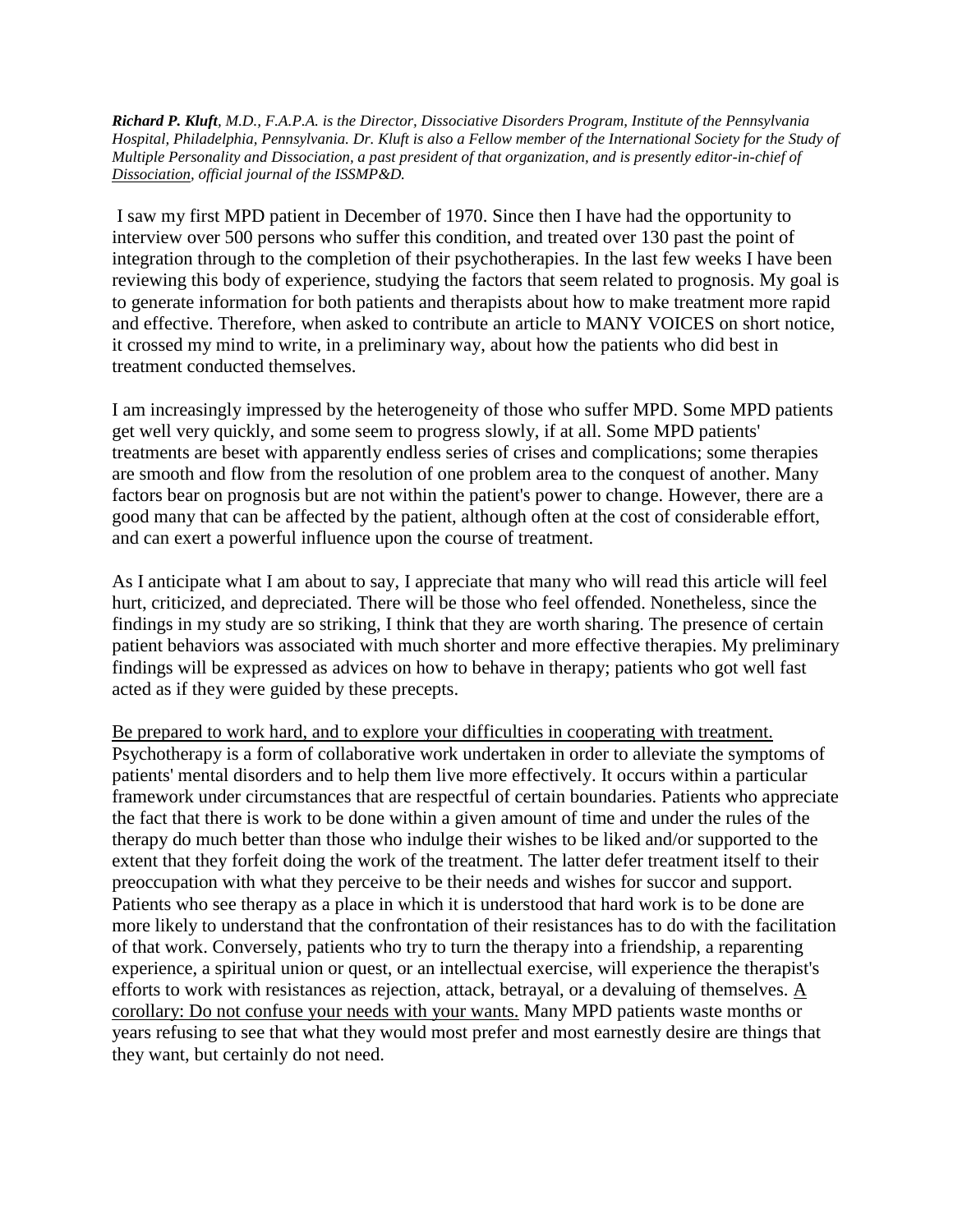***Richard P. Kluft**, M.D., F.A.P.A. is the Director, Dissociative Disorders Program, Institute of the Pennsylvania Hospital, Philadelphia, Pennsylvania. Dr. Kluft is also a Fellow member of the International Society for the Study of Multiple Personality and Dissociation, a past president of that organization, and is presently editor-in-chief of Dissociation, official journal of the ISSMP&D.*

I saw my first MPD patient in December of 1970. Since then I have had the opportunity to interview over 500 persons who suffer this condition, and treated over 130 past the point of integration through to the completion of their psychotherapies. In the last few weeks I have been reviewing this body of experience, studying the factors that seem related to prognosis. My goal is to generate information for both patients and therapists about how to make treatment more rapid and effective. Therefore, when asked to contribute an article to MANY VOICES on short notice, it crossed my mind to write, in a preliminary way, about how the patients who did best in treatment conducted themselves.

I am increasingly impressed by the heterogeneity of those who suffer MPD. Some MPD patients get well very quickly, and some seem to progress slowly, if at all. Some MPD patients' treatments are beset with apparently endless series of crises and complications; some therapies are smooth and flow from the resolution of one problem area to the conquest of another. Many factors bear on prognosis but are not within the patient's power to change. However, there are a good many that can be affected by the patient, although often at the cost of considerable effort, and can exert a powerful influence upon the course of treatment.

As I anticipate what I am about to say, I appreciate that many who will read this article will feel hurt, criticized, and depreciated. There will be those who feel offended. Nonetheless, since the findings in my study are so striking, I think that they are worth sharing. The presence of certain patient behaviors was associated with much shorter and more effective therapies. My preliminary findings will be expressed as advices on how to behave in therapy; patients who got well fast acted as if they were guided by these precepts.

Be prepared to work hard, and to explore your difficulties in cooperating with treatment. Psychotherapy is a form of collaborative work undertaken in order to alleviate the symptoms of patients' mental disorders and to help them live more effectively. It occurs within a particular framework under circumstances that are respectful of certain boundaries. Patients who appreciate the fact that there is work to be done within a given amount of time and under the rules of the therapy do much better than those who indulge their wishes to be liked and/or supported to the extent that they forfeit doing the work of the treatment. The latter defer treatment itself to their preoccupation with what they perceive to be their needs and wishes for succor and support. Patients who see therapy as a place in which it is understood that hard work is to be done are more likely to understand that the confrontation of their resistances has to do with the facilitation of that work. Conversely, patients who try to turn the therapy into a friendship, a reparenting experience, a spiritual union or quest, or an intellectual exercise, will experience the therapist's efforts to work with resistances as rejection, attack, betrayal, or a devaluing of themselves. A corollary: Do not confuse your needs with your wants. Many MPD patients waste months or years refusing to see that what they would most prefer and most earnestly desire are things that they want, but certainly do not need.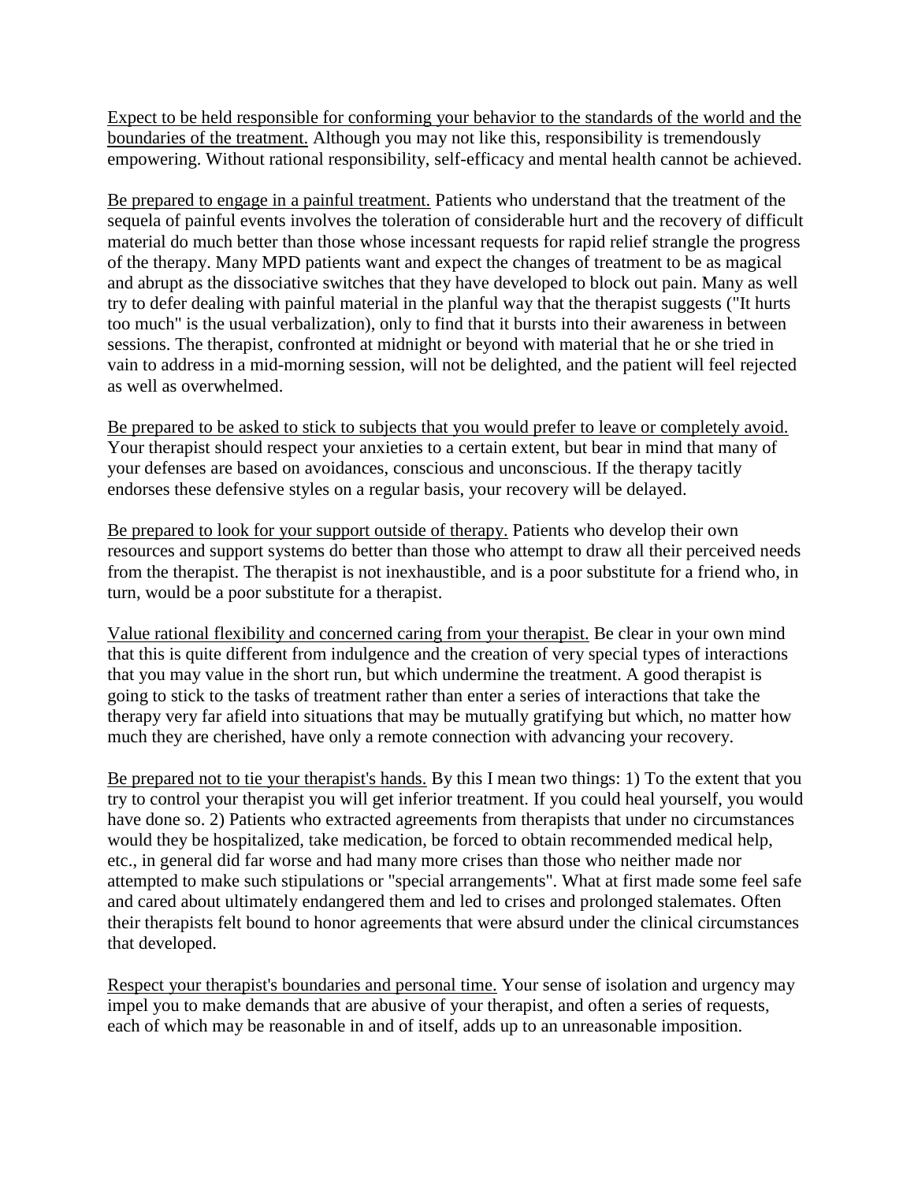<u>Expect to be held responsible for conforming your behavior to the standards of the world and the boundaries of the treatment.</u> Although you may not like this, responsibility is tremendously empowering. Without rational responsibility, self-efficacy and mental health cannot be achieved.

<u>Be prepared to engage in a painful treatment.</u> Patients who understand that the treatment of the sequela of painful events involves the toleration of considerable hurt and the recovery of difficult material do much better than those whose incessant requests for rapid relief strangle the progress of the therapy. Many MPD patients want and expect the changes of treatment to be as magical and abrupt as the dissociative switches that they have developed to block out pain. Many as well try to defer dealing with painful material in the planful way that the therapist suggests ("It hurts too much" is the usual verbalization), only to find that it bursts into their awareness in between sessions. The therapist, confronted at midnight or beyond with material that he or she tried in vain to address in a mid-morning session, will not be delighted, and the patient will feel rejected as well as overwhelmed.

<u>Be prepared to be asked to stick to subjects that you would prefer to leave or completely avoid.</u> Your therapist should respect your anxieties to a certain extent, but bear in mind that many of your defenses are based on avoidances, conscious and unconscious. If the therapy tacitly endorses these defensive styles on a regular basis, your recovery will be delayed.

<u>Be prepared to look for your support outside of therapy.</u> Patients who develop their own resources and support systems do better than those who attempt to draw all their perceived needs from the therapist. The therapist is not inexhaustible, and is a poor substitute for a friend who, in turn, would be a poor substitute for a therapist.

<u>Value rational flexibility and concerned caring from your therapist.</u> Be clear in your own mind that this is quite different from indulgence and the creation of very special types of interactions that you may value in the short run, but which undermine the treatment. A good therapist is going to stick to the tasks of treatment rather than enter a series of interactions that take the therapy very far afield into situations that may be mutually gratifying but which, no matter how much they are cherished, have only a remote connection with advancing your recovery.

<u>Be prepared not to tie your therapist's hands.</u> By this I mean two things: 1) To the extent that you try to control your therapist you will get inferior treatment. If you could heal yourself, you would have done so. 2) Patients who extracted agreements from therapists that under no circumstances would they be hospitalized, take medication, be forced to obtain recommended medical help, etc., in general did far worse and had many more crises than those who neither made nor attempted to make such stipulations or "special arrangements". What at first made some feel safe and cared about ultimately endangered them and led to crises and prolonged stalemates. Often their therapists felt bound to honor agreements that were absurd under the clinical circumstances that developed.

<u>Respect your therapist's boundaries and personal time.</u> Your sense of isolation and urgency may impel you to make demands that are abusive of your therapist, and often a series of requests, each of which may be reasonable in and of itself, adds up to an unreasonable imposition.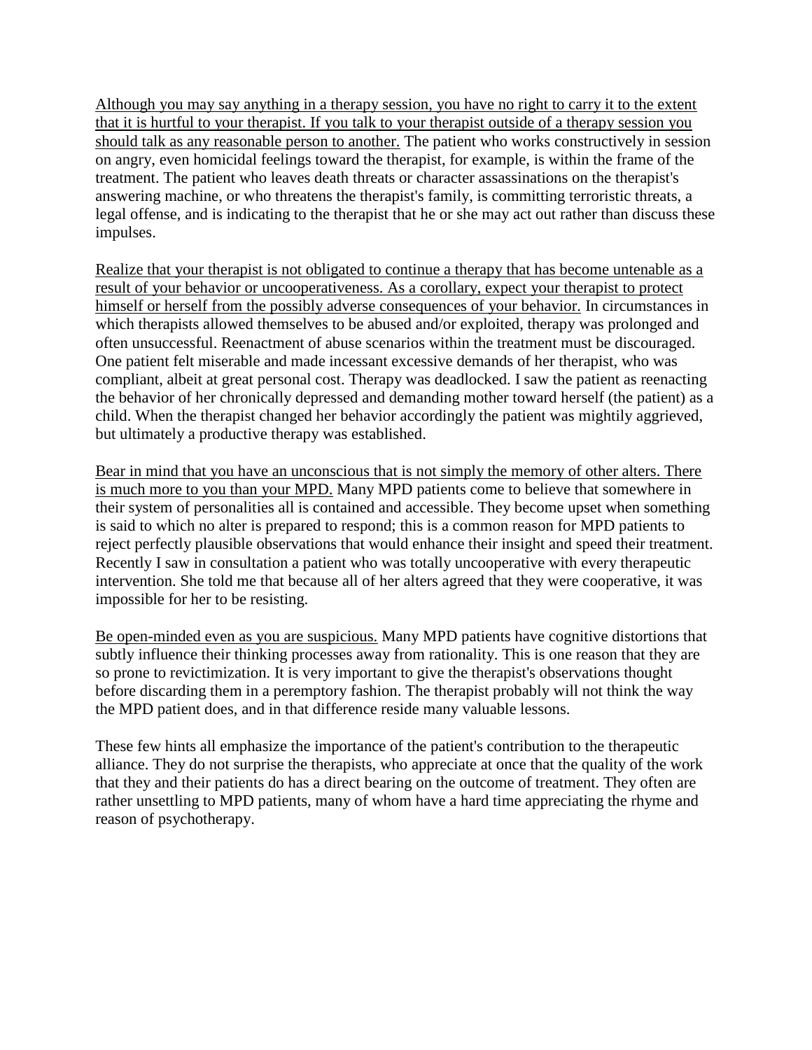<u>Although you may say anything in a therapy session, you have no right to carry it to the extent that it is hurtful to your therapist. If you talk to your therapist outside of a therapy session you should talk as any reasonable person to another.</u> The patient who works constructively in session on angry, even homicidal feelings toward the therapist, for example, is within the frame of the treatment. The patient who leaves death threats or character assassinations on the therapist's answering machine, or who threatens the therapist's family, is committing terroristic threats, a legal offense, and is indicating to the therapist that he or she may act out rather than discuss these impulses.

<u>Realize that your therapist is not obligated to continue a therapy that has become untenable as a result of your behavior or uncooperativeness. As a corollary, expect your therapist to protect himself or herself from the possibly adverse consequences of your behavior.</u> In circumstances in which therapists allowed themselves to be abused and/or exploited, therapy was prolonged and often unsuccessful. Reenactment of abuse scenarios within the treatment must be discouraged. One patient felt miserable and made incessant excessive demands of her therapist, who was compliant, albeit at great personal cost. Therapy was deadlocked. I saw the patient as reenacting the behavior of her chronically depressed and demanding mother toward herself (the patient) as a child. When the therapist changed her behavior accordingly the patient was mightily aggrieved, but ultimately a productive therapy was established.

<u>Bear in mind that you have an unconscious that is not simply the memory of other alters. There is much more to you than your MPD.</u> Many MPD patients come to believe that somewhere in their system of personalities all is contained and accessible. They become upset when something is said to which no alter is prepared to respond; this is a common reason for MPD patients to reject perfectly plausible observations that would enhance their insight and speed their treatment. Recently I saw in consultation a patient who was totally uncooperative with every therapeutic intervention. She told me that because all of her alters agreed that they were cooperative, it was impossible for her to be resisting.

<u>Be open-minded even as you are suspicious.</u> Many MPD patients have cognitive distortions that subtly influence their thinking processes away from rationality. This is one reason that they are so prone to revictimization. It is very important to give the therapist's observations thought before discarding them in a peremptory fashion. The therapist probably will not think the way the MPD patient does, and in that difference reside many valuable lessons.

These few hints all emphasize the importance of the patient's contribution to the therapeutic alliance. They do not surprise the therapists, who appreciate at once that the quality of the work that they and their patients do has a direct bearing on the outcome of treatment. They often are rather unsettling to MPD patients, many of whom have a hard time appreciating the rhyme and reason of psychotherapy.